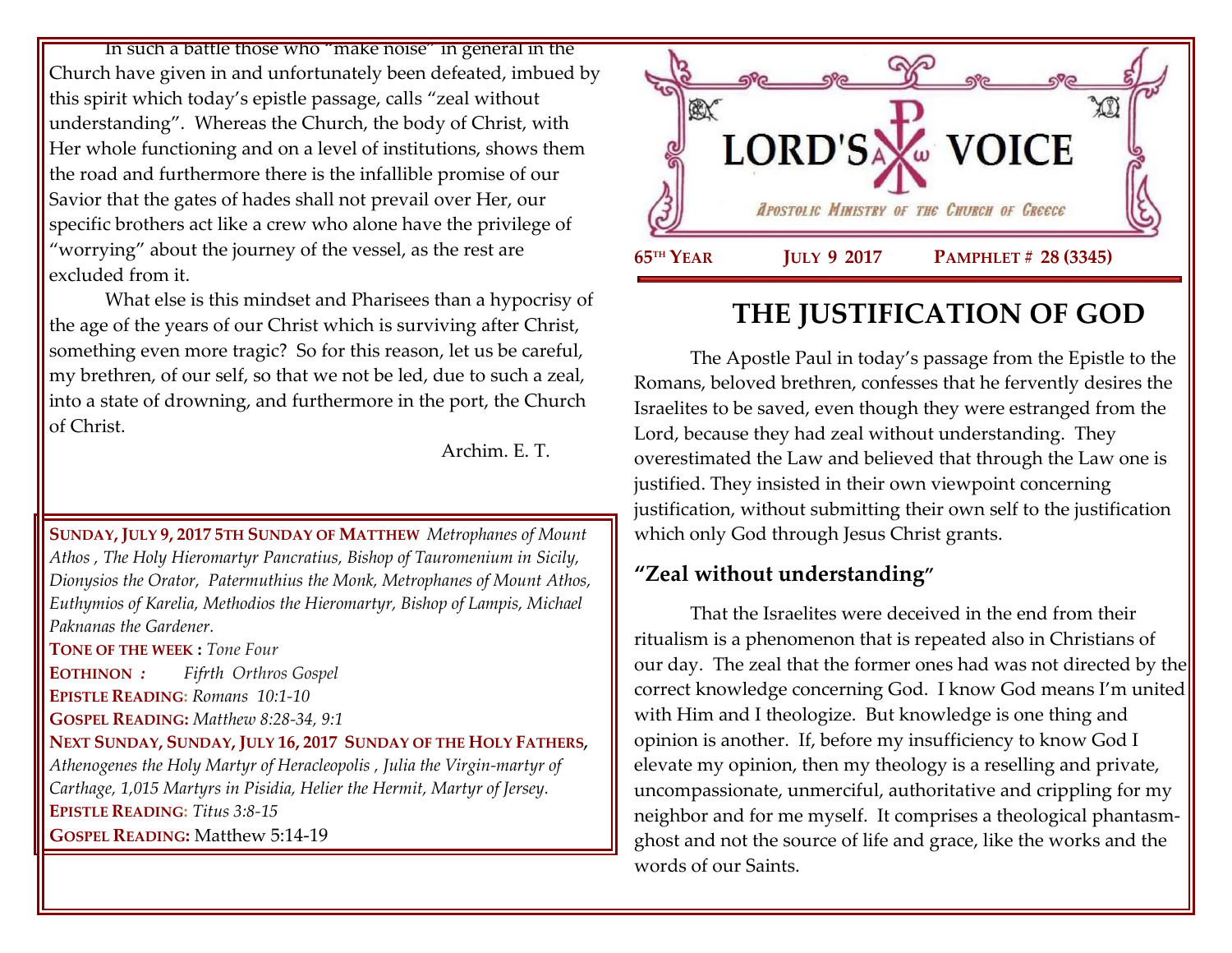In such a battle those who "make noise" in general in the Church have given in and unfortunately been defeated, imbued by this spirit which today's epistle passage, calls "zeal without understanding". Whereas the Church, the body of Christ, with Her whole functioning and on a level of institutions, shows them the road and furthermore there is the infallible promise of our Savior that the gates of hades shall not prevail over Her, our specific brothers act like a crew who alone have the privilege of "worrying" about the journey of the vessel, as the rest are excluded from it.

What else is this mindset and Pharisees than a hypocrisy of the age of the years of our Christ which is surviving after Christ, something even more tragic? So for this reason, let us be careful, my brethren, of our self, so that we not be led, due to such a zeal, into a state of drowning, and furthermore in the port, the Church of Christ.

Archim. E. T.

**SUNDAY, JULY 9, 2017 5TH SUNDAY OF MATTHEW** *Metrophanes of Mount Athos , The Holy Hieromartyr Pancratius, Bishop of Tauromenium in Sicily, Dionysios the Orator, Patermuthius the Monk, Metrophanes of Mount Athos, Euthymios of Karelia, Methodios the Hieromartyr, Bishop of Lampis, Michael Paknanas the Gardener.*

**TONE OF THE WEEK :** *Tone Four*

**EOTHINON :** *Fifrth Orthros Gospel*

**EPISTLE READING:** *Romans 10:1-10*

**GOSPEL READING:** *Matthew 8:28-34, 9:1*

**NEXT SUNDAY, SUNDAY, JULY 16, 2017 SUNDAY OF THE HOLY FATHERS,** *Athenogenes the Holy Martyr of Heracleopolis , Julia the Virgin-martyr of Carthage, 1,015 Martyrs in Pisidia, Helier the Hermit, Martyr of Jersey.*

**EPISTLE READING:** *Titus 3:8-15*

**GOSPEL READING:** Matthew 5:14-19

# LORD'S VOICE

*APOSTOLIC MINISTRY OF THE CHURCH OF GREECE*

**65TH YEAR** **JULY 9 2017** **PAMPHLET # 28 (3345)**

# THE JUSTIFICATION OF GOD

The Apostle Paul in today's passage from the Epistle to the Romans, beloved brethren, confesses that he fervently desires the Israelites to be saved, even though they were estranged from the Lord, because they had zeal without understanding. They overestimated the Law and believed that through the Law one is justified. They insisted in their own viewpoint concerning justification, without submitting their own self to the justification which only God through Jesus Christ grants.

## "Zeal without understanding"

That the Israelites were deceived in the end from their ritualism is a phenomenon that is repeated also in Christians of our day. The zeal that the former ones had was not directed by the correct knowledge concerning God. I know God means I'm united with Him and I theologize. But knowledge is one thing and opinion is another. If, before my insufficiency to know God I elevate my opinion, then my theology is a reselling and private, uncompassionate, unmerciful, authoritative and crippling for my neighbor and for me myself. It comprises a theological phantasm-ghost and not the source of life and grace, like the works and the words of our Saints.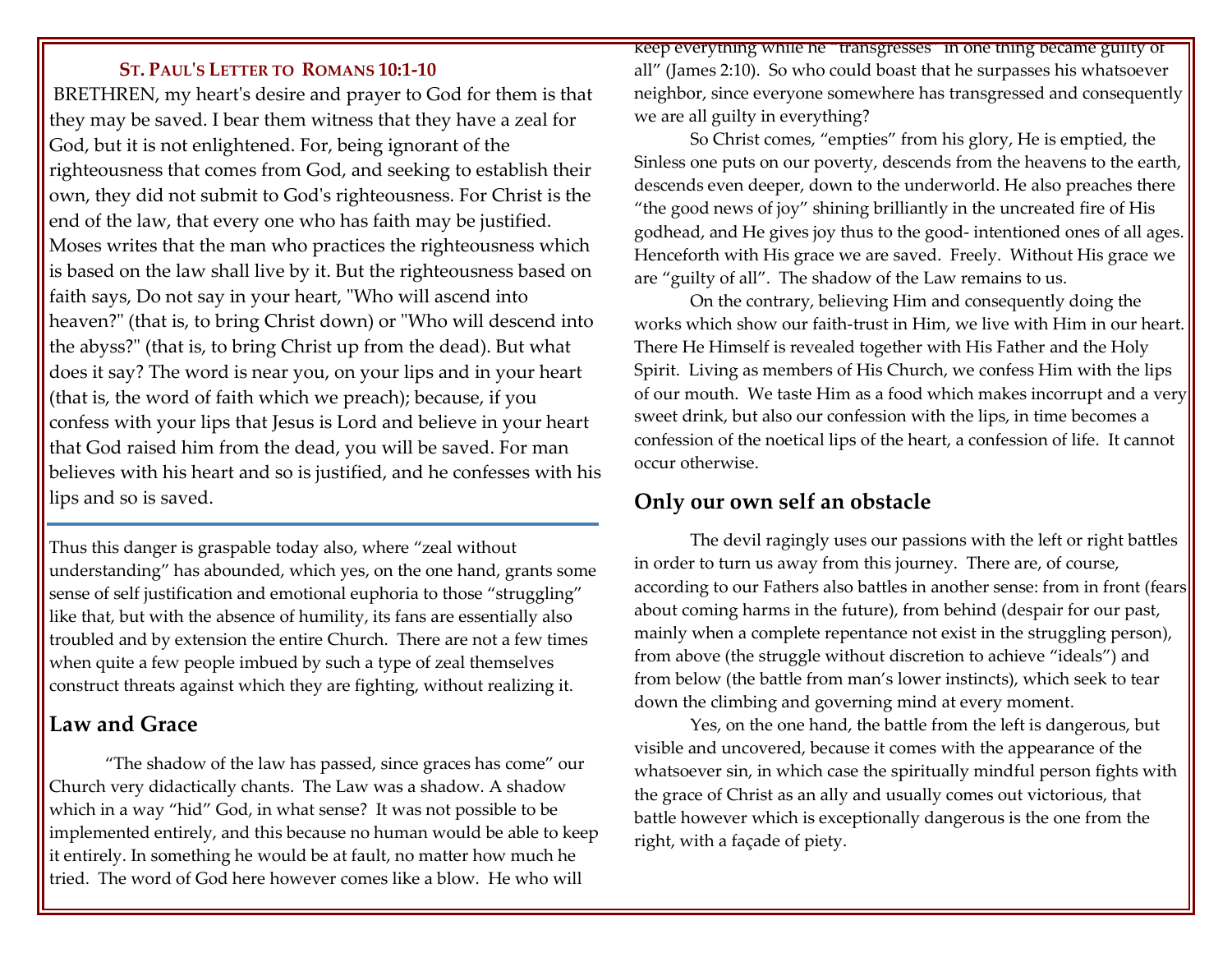### St. Paul's Letter to Romans 10:1-10

BRETHREN, my heart's desire and prayer to God for them is that they may be saved. I bear them witness that they have a zeal for God, but it is not enlightened. For, being ignorant of the righteousness that comes from God, and seeking to establish their own, they did not submit to God's righteousness. For Christ is the end of the law, that every one who has faith may be justified. Moses writes that the man who practices the righteousness which is based on the law shall live by it. But the righteousness based on faith says, Do not say in your heart, "Who will ascend into heaven?" (that is, to bring Christ down) or "Who will descend into the abyss?" (that is, to bring Christ up from the dead). But what does it say? The word is near you, on your lips and in your heart (that is, the word of faith which we preach); because, if you confess with your lips that Jesus is Lord and believe in your heart that God raised him from the dead, you will be saved. For man believes with his heart and so is justified, and he confesses with his lips and so is saved.

---

Thus this danger is graspable today also, where "zeal without understanding" has abounded, which yes, on the one hand, grants some sense of self justification and emotional euphoria to those "struggling" like that, but with the absence of humility, its fans are essentially also troubled and by extension the entire Church. There are not a few times when quite a few people imbued by such a type of zeal themselves construct threats against which they are fighting, without realizing it.

## Law and Grace

"The shadow of the law has passed, since graces has come" our Church very didactically chants. The Law was a shadow. A shadow which in a way "hid" God, in what sense? It was not possible to be implemented entirely, and this because no human would be able to keep it entirely. In something he would be at fault, no matter how much he tried. The word of God here however comes like a blow. He who will keep everything while he "transgresses" in one thing became guilty of all" (James 2:10). So who could boast that he surpasses his whatsoever neighbor, since everyone somewhere has transgressed and consequently we are all guilty in everything?

So Christ comes, "empties" from his glory, He is emptied, the Sinless one puts on our poverty, descends from the heavens to the earth, descends even deeper, down to the underworld. He also preaches there "the good news of joy" shining brilliantly in the uncreated fire of His godhead, and He gives joy thus to the good- intentioned ones of all ages. Henceforth with His grace we are saved. Freely. Without His grace we are "guilty of all". The shadow of the Law remains to us.

On the contrary, believing Him and consequently doing the works which show our faith-trust in Him, we live with Him in our heart. There He Himself is revealed together with His Father and the Holy Spirit. Living as members of His Church, we confess Him with the lips of our mouth. We taste Him as a food which makes incorrupt and a very sweet drink, but also our confession with the lips, in time becomes a confession of the noetical lips of the heart, a confession of life. It cannot occur otherwise.

## Only our own self an obstacle

The devil ragingly uses our passions with the left or right battles in order to turn us away from this journey. There are, of course, according to our Fathers also battles in another sense: from in front (fears about coming harms in the future), from behind (despair for our past, mainly when a complete repentance not exist in the struggling person), from above (the struggle without discretion to achieve "ideals") and from below (the battle from man's lower instincts), which seek to tear down the climbing and governing mind at every moment.

Yes, on the one hand, the battle from the left is dangerous, but visible and uncovered, because it comes with the appearance of the whatsoever sin, in which case the spiritually mindful person fights with the grace of Christ as an ally and usually comes out victorious, that battle however which is exceptionally dangerous is the one from the right, with a façade of piety.